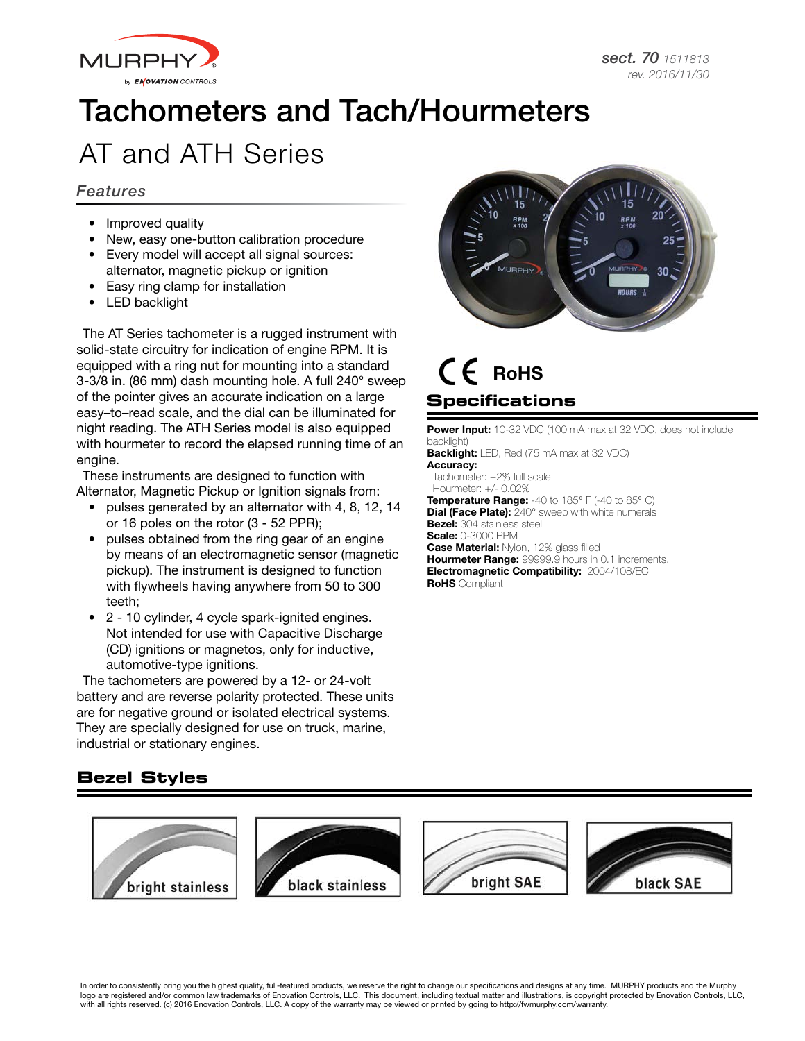sect. 70 1511813
rev. 2016/11/30

# Tachometers and Tach/Hourmeters

## AT and ATH Series

### Features

- Improved quality
- New, easy one-button calibration procedure
- Every model will accept all signal sources: alternator, magnetic pickup or ignition
- Easy ring clamp for installation
- LED backlight

The AT Series tachometer is a rugged instrument with solid-state circuitry for indication of engine RPM. It is equipped with a ring nut for mounting into a standard 3-3/8 in. (86 mm) dash mounting hole. A full 240° sweep of the pointer gives an accurate indication on a large easy–to–read scale, and the dial can be illuminated for night reading. The ATH Series model is also equipped with hourmeter to record the elapsed running time of an engine.

These instruments are designed to function with Alternator, Magnetic Pickup or Ignition signals from:

- pulses generated by an alternator with 4, 8, 12, 14 or 16 poles on the rotor (3 - 52 PPR);
- pulses obtained from the ring gear of an engine by means of an electromagnetic sensor (magnetic pickup). The instrument is designed to function with flywheels having anywhere from 50 to 300 teeth;
- 2 - 10 cylinder, 4 cycle spark-ignited engines. Not intended for use with Capacitive Discharge (CD) ignitions or magnetos, only for inductive, automotive-type ignitions.

The tachometers are powered by a 12- or 24-volt battery and are reverse polarity protected. These units are for negative ground or isolated electrical systems. They are specially designed for use on truck, marine, industrial or stationary engines.

CE RoHS

### Specifications

**Power Input:** 10-32 VDC (100 mA max at 32 VDC, does not include backlight)
**Backlight:** LED, Red (75 mA max at 32 VDC)
**Accuracy:**
Tachometer: +2% full scale
Hourmeter: +/- 0.02%
**Temperature Range:** -40 to 185° F (-40 to 85° C)
**Dial (Face Plate):** 240° sweep with white numerals
**Bezel:** 304 stainless steel
**Scale:** 0-3000 RPM
**Case Material:** Nylon, 12% glass filled
**Hourmeter Range:** 99999.9 hours in 0.1 increments.
**Electromagnetic Compatibility:** 2004/108/EC
**RoHS** Compliant

### Bezel Styles

bright stainless | black stainless | bright SAE | black SAE

In order to consistently bring you the highest quality, full-featured products, we reserve the right to change our specifications and designs at any time. MURPHY products and the Murphy logo are registered and/or common law trademarks of Enovation Controls, LLC. This document, including textual matter and illustrations, is copyright protected by Enovation Controls, LLC, with all rights reserved. (c) 2016 Enovation Controls, LLC. A copy of the warranty may be viewed or printed by going to http://fwmurphy.com/warranty.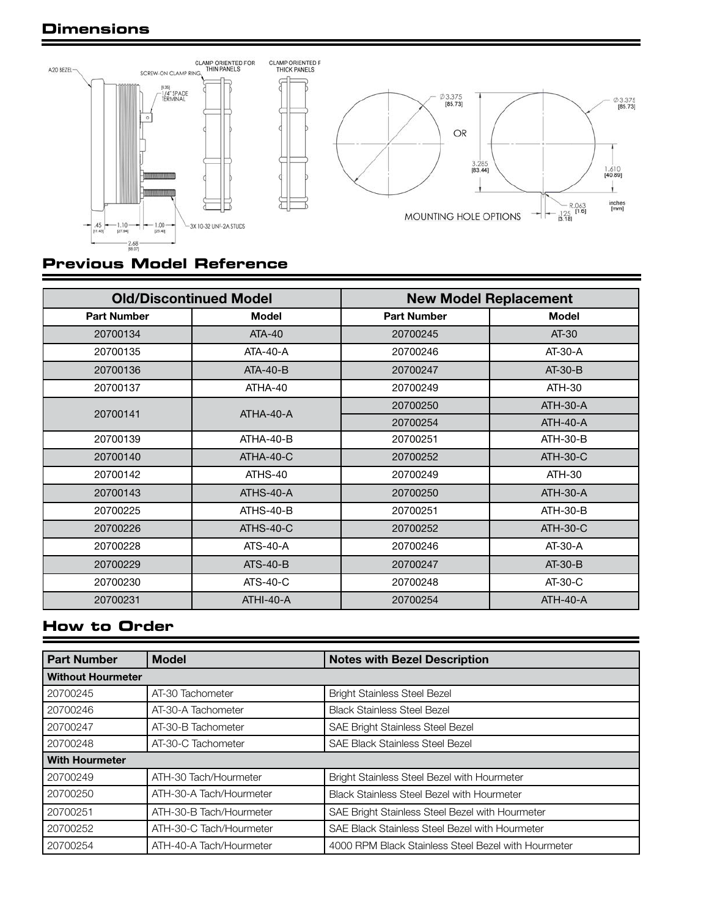## Dimensions

A20 BEZEL

SCREW-ON CLAMP RING

CLAMP ORIENTED FOR THIN PANELS

CLAMP ORIENTED F THICK PANELS

[.35]
1/4" SPADE TERMINAL

.45 [11.43]
1.10 [27.94]
1.00 [25.40]
2.68 [68.07]

3X 10-32 UNF-2A STUDS

Ø3.375 [85.73]

OR

3.285 [83.44]

Ø3.375 [85.73]

1.610 [40.89]

R.063 [1.6]

.125 [3.18]

inches [mm]

MOUNTING HOLE OPTIONS

## Previous Model Reference

| Old/Discontinued Model | | New Model Replacement | |
|---|---|---|---|
| **Part Number** | **Model** | **Part Number** | **Model** |
| 20700134 | ATA-40 | 20700245 | AT-30 |
| 20700135 | ATA-40-A | 20700246 | AT-30-A |
| 20700136 | ATA-40-B | 20700247 | AT-30-B |
| 20700137 | ATHA-40 | 20700249 | ATH-30 |
| 20700141 | ATHA-40-A | 20700250 | ATH-30-A |
| | | 20700254 | ATH-40-A |
| 20700139 | ATHA-40-B | 20700251 | ATH-30-B |
| 20700140 | ATHA-40-C | 20700252 | ATH-30-C |
| 20700142 | ATHS-40 | 20700249 | ATH-30 |
| 20700143 | ATHS-40-A | 20700250 | ATH-30-A |
| 20700225 | ATHS-40-B | 20700251 | ATH-30-B |
| 20700226 | ATHS-40-C | 20700252 | ATH-30-C |
| 20700228 | ATS-40-A | 20700246 | AT-30-A |
| 20700229 | ATS-40-B | 20700247 | AT-30-B |
| 20700230 | ATS-40-C | 20700248 | AT-30-C |
| 20700231 | ATHI-40-A | 20700254 | ATH-40-A |

## How to Order

| Part Number | Model | Notes with Bezel Description |
|---|---|---|
| **Without Hourmeter** | | |
| 20700245 | AT-30 Tachometer | Bright Stainless Steel Bezel |
| 20700246 | AT-30-A Tachometer | Black Stainless Steel Bezel |
| 20700247 | AT-30-B Tachometer | SAE Bright Stainless Steel Bezel |
| 20700248 | AT-30-C Tachometer | SAE Black Stainless Steel Bezel |
| **With Hourmeter** | | |
| 20700249 | ATH-30 Tach/Hourmeter | Bright Stainless Steel Bezel with Hourmeter |
| 20700250 | ATH-30-A Tach/Hourmeter | Black Stainless Steel Bezel with Hourmeter |
| 20700251 | ATH-30-B Tach/Hourmeter | SAE Bright Stainless Steel Bezel with Hourmeter |
| 20700252 | ATH-30-C Tach/Hourmeter | SAE Black Stainless Steel Bezel with Hourmeter |
| 20700254 | ATH-40-A Tach/Hourmeter | 4000 RPM Black Stainless Steel Bezel with Hourmeter |